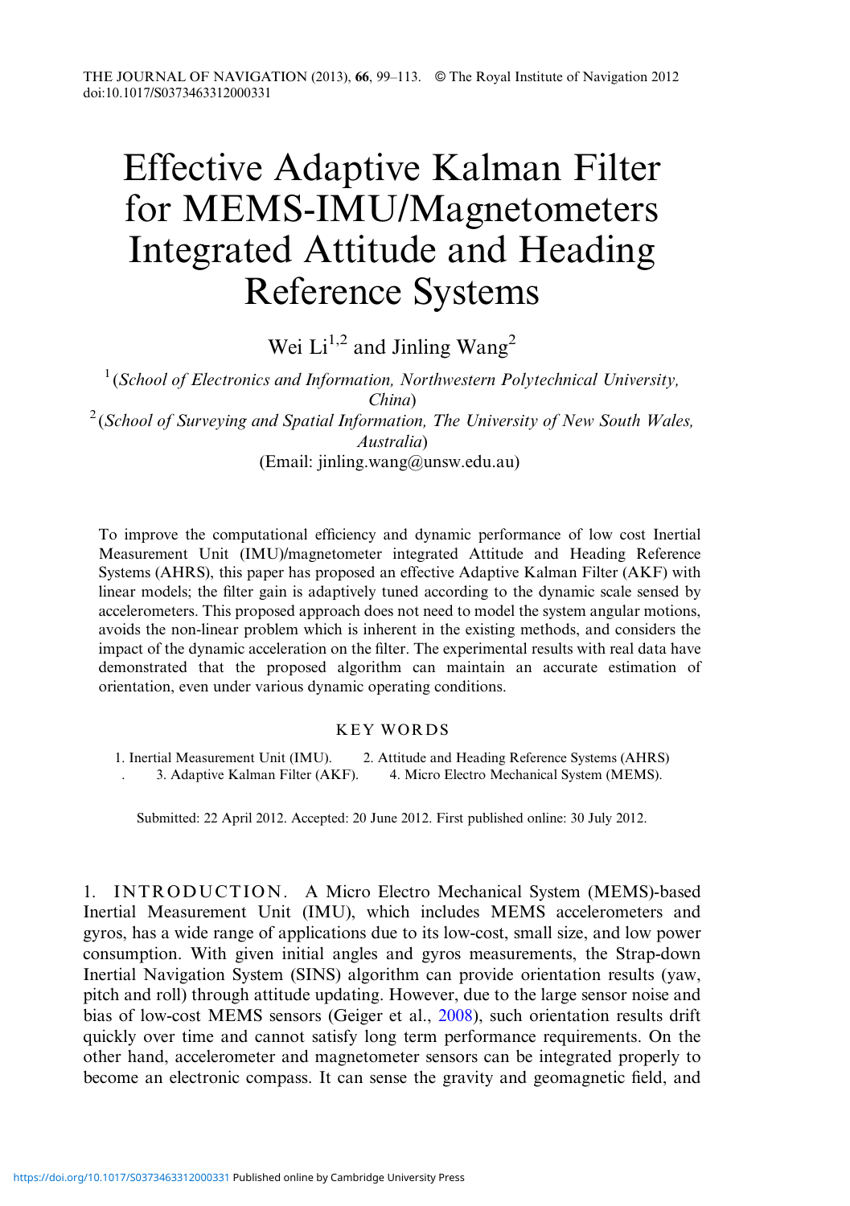# Effective Adaptive Kalman Filter for MEMS-IMU/Magnetometers Integrated Attitude and Heading Reference Systems

Wei Li[1,2] and Jinling Wang[2]

[1] (*School of Electronics and Information, Northwestern Polytechnical University, China*)
[2] (*School of Surveying and Spatial Information, The University of New South Wales, Australia*)
(Email: jinling.wang@unsw.edu.au)

To improve the computational efficiency and dynamic performance of low cost Inertial Measurement Unit (IMU)/magnetometer integrated Attitude and Heading Reference Systems (AHRS), this paper has proposed an effective Adaptive Kalman Filter (AKF) with linear models; the filter gain is adaptively tuned according to the dynamic scale sensed by accelerometers. This proposed approach does not need to model the system angular motions, avoids the non-linear problem which is inherent in the existing methods, and considers the impact of the dynamic acceleration on the filter. The experimental results with real data have demonstrated that the proposed algorithm can maintain an accurate estimation of orientation, even under various dynamic operating conditions.

## KEY WORDS

1. Inertial Measurement Unit (IMU). 2. Attitude and Heading Reference Systems (AHRS). 3. Adaptive Kalman Filter (AKF). 4. Micro Electro Mechanical System (MEMS).

Submitted: 22 April 2012. Accepted: 20 June 2012. First published online: 30 July 2012.

## 1. INTRODUCTION.

A Micro Electro Mechanical System (MEMS)-based Inertial Measurement Unit (IMU), which includes MEMS accelerometers and gyros, has a wide range of applications due to its low-cost, small size, and low power consumption. With given initial angles and gyros measurements, the Strap-down Inertial Navigation System (SINS) algorithm can provide orientation results (yaw, pitch and roll) through attitude updating. However, due to the large sensor noise and bias of low-cost MEMS sensors (Geiger et al., 2008), such orientation results drift quickly over time and cannot satisfy long term performance requirements. On the other hand, accelerometer and magnetometer sensors can be integrated properly to become an electronic compass. It can sense the gravity and geomagnetic field, and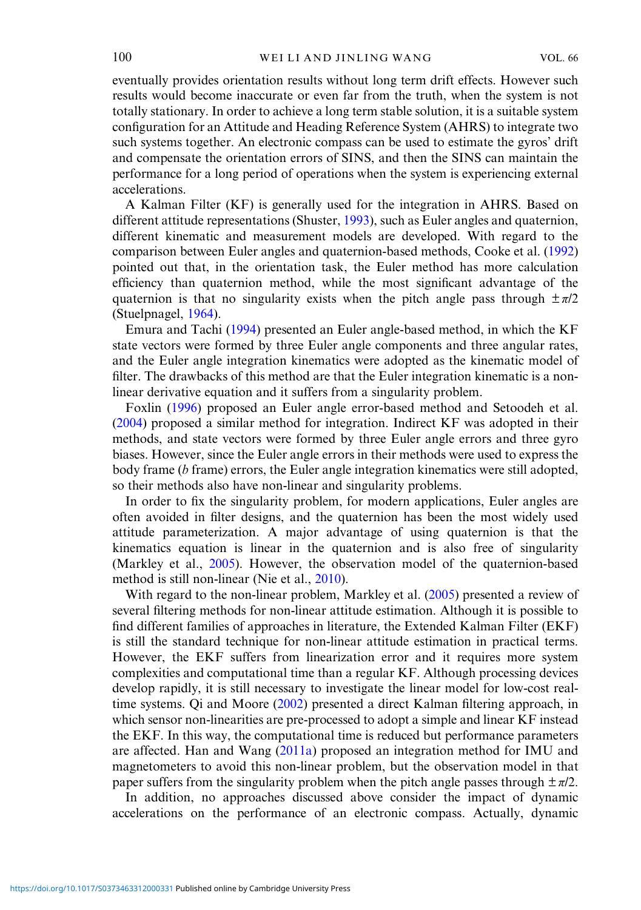eventually provides orientation results without long term drift effects. However such results would become inaccurate or even far from the truth, when the system is not totally stationary. In order to achieve a long term stable solution, it is a suitable system configuration for an Attitude and Heading Reference System (AHRS) to integrate two such systems together. An electronic compass can be used to estimate the gyros' drift and compensate the orientation errors of SINS, and then the SINS can maintain the performance for a long period of operations when the system is experiencing external accelerations.

A Kalman Filter (KF) is generally used for the integration in AHRS. Based on different attitude representations (Shuster, 1993), such as Euler angles and quaternion, different kinematic and measurement models are developed. With regard to the comparison between Euler angles and quaternion-based methods, Cooke et al. (1992) pointed out that, in the orientation task, the Euler method has more calculation efficiency than quaternion method, while the most significant advantage of the quaternion is that no singularity exists when the pitch angle pass through $\pm\pi/2$ (Stuelpnagel, 1964).

Emura and Tachi (1994) presented an Euler angle-based method, in which the KF state vectors were formed by three Euler angle components and three angular rates, and the Euler angle integration kinematics were adopted as the kinematic model of filter. The drawbacks of this method are that the Euler integration kinematic is a non-linear derivative equation and it suffers from a singularity problem.

Foxlin (1996) proposed an Euler angle error-based method and Setoodeh et al. (2004) proposed a similar method for integration. Indirect KF was adopted in their methods, and state vectors were formed by three Euler angle errors and three gyro biases. However, since the Euler angle errors in their methods were used to express the body frame (*b* frame) errors, the Euler angle integration kinematics were still adopted, so their methods also have non-linear and singularity problems.

In order to fix the singularity problem, for modern applications, Euler angles are often avoided in filter designs, and the quaternion has been the most widely used attitude parameterization. A major advantage of using quaternion is that the kinematics equation is linear in the quaternion and is also free of singularity (Markley et al., 2005). However, the observation model of the quaternion-based method is still non-linear (Nie et al., 2010).

With regard to the non-linear problem, Markley et al. (2005) presented a review of several filtering methods for non-linear attitude estimation. Although it is possible to find different families of approaches in literature, the Extended Kalman Filter (EKF) is still the standard technique for non-linear attitude estimation in practical terms. However, the EKF suffers from linearization error and it requires more system complexities and computational time than a regular KF. Although processing devices develop rapidly, it is still necessary to investigate the linear model for low-cost real-time systems. Qi and Moore (2002) presented a direct Kalman filtering approach, in which sensor non-linearities are pre-processed to adopt a simple and linear KF instead the EKF. In this way, the computational time is reduced but performance parameters are affected. Han and Wang (2011a) proposed an integration method for IMU and magnetometers to avoid this non-linear problem, but the observation model in that paper suffers from the singularity problem when the pitch angle passes through $\pm\pi/2$.

In addition, no approaches discussed above consider the impact of dynamic accelerations on the performance of an electronic compass. Actually, dynamic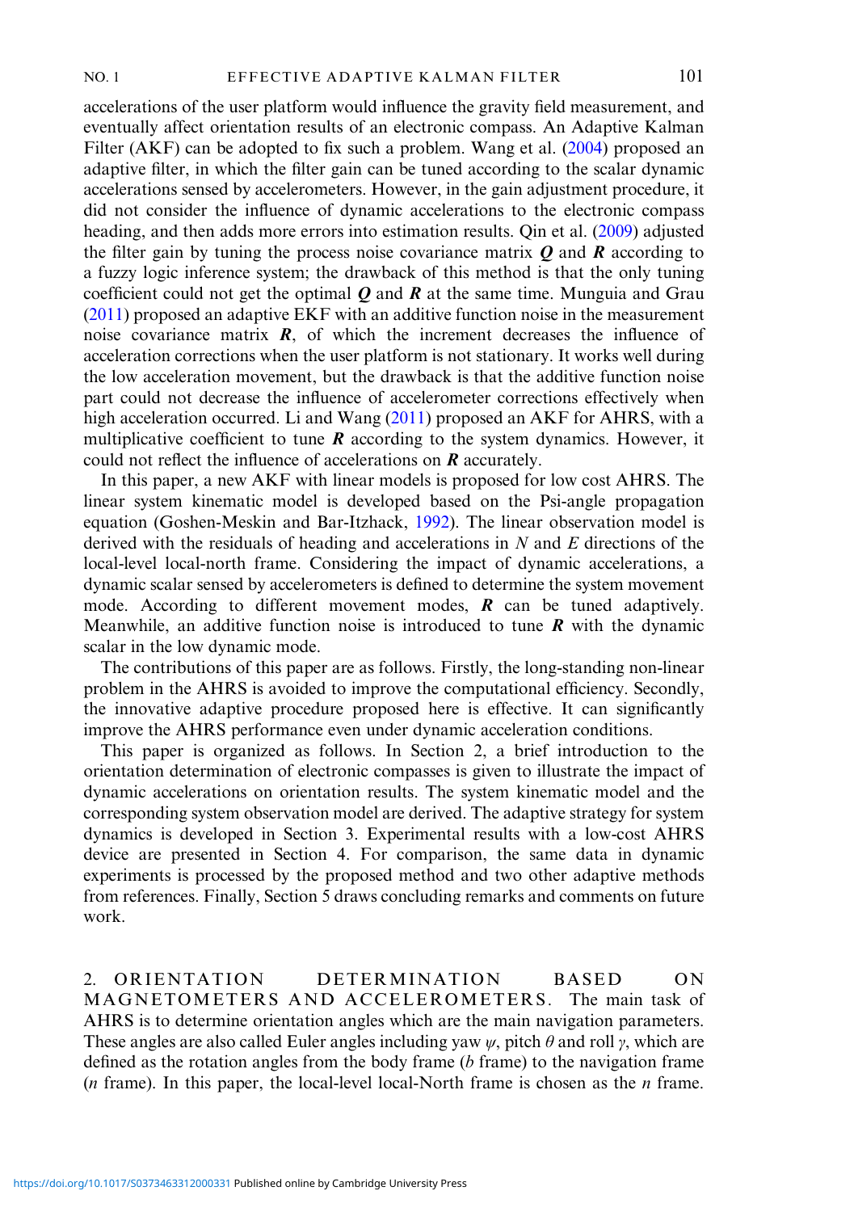accelerations of the user platform would influence the gravity field measurement, and eventually affect orientation results of an electronic compass. An Adaptive Kalman Filter (AKF) can be adopted to fix such a problem. Wang et al. (2004) proposed an adaptive filter, in which the filter gain can be tuned according to the scalar dynamic accelerations sensed by accelerometers. However, in the gain adjustment procedure, it did not consider the influence of dynamic accelerations to the electronic compass heading, and then adds more errors into estimation results. Qin et al. (2009) adjusted the filter gain by tuning the process noise covariance matrix $\boldsymbol{Q}$ and $\boldsymbol{R}$ according to a fuzzy logic inference system; the drawback of this method is that the only tuning coefficient could not get the optimal $\boldsymbol{Q}$ and $\boldsymbol{R}$ at the same time. Munguia and Grau (2011) proposed an adaptive EKF with an additive function noise in the measurement noise covariance matrix $\boldsymbol{R}$, of which the increment decreases the influence of acceleration corrections when the user platform is not stationary. It works well during the low acceleration movement, but the drawback is that the additive function noise part could not decrease the influence of accelerometer corrections effectively when high acceleration occurred. Li and Wang (2011) proposed an AKF for AHRS, with a multiplicative coefficient to tune $\boldsymbol{R}$ according to the system dynamics. However, it could not reflect the influence of accelerations on $\boldsymbol{R}$ accurately.

In this paper, a new AKF with linear models is proposed for low cost AHRS. The linear system kinematic model is developed based on the Psi-angle propagation equation (Goshen-Meskin and Bar-Itzhack, 1992). The linear observation model is derived with the residuals of heading and accelerations in $N$ and $E$ directions of the local-level local-north frame. Considering the impact of dynamic accelerations, a dynamic scalar sensed by accelerometers is defined to determine the system movement mode. According to different movement modes, $\boldsymbol{R}$ can be tuned adaptively. Meanwhile, an additive function noise is introduced to tune $\boldsymbol{R}$ with the dynamic scalar in the low dynamic mode.

The contributions of this paper are as follows. Firstly, the long-standing non-linear problem in the AHRS is avoided to improve the computational efficiency. Secondly, the innovative adaptive procedure proposed here is effective. It can significantly improve the AHRS performance even under dynamic acceleration conditions.

This paper is organized as follows. In Section 2, a brief introduction to the orientation determination of electronic compasses is given to illustrate the impact of dynamic accelerations on orientation results. The system kinematic model and the corresponding system observation model are derived. The adaptive strategy for system dynamics is developed in Section 3. Experimental results with a low-cost AHRS device are presented in Section 4. For comparison, the same data in dynamic experiments is processed by the proposed method and two other adaptive methods from references. Finally, Section 5 draws concluding remarks and comments on future work.

## 2. ORIENTATION DETERMINATION BASED ON MAGNETOMETERS AND ACCELEROMETERS.

The main task of AHRS is to determine orientation angles which are the main navigation parameters. These angles are also called Euler angles including yaw $\psi$, pitch $\theta$ and roll $\gamma$, which are defined as the rotation angles from the body frame ($b$ frame) to the navigation frame ($n$ frame). In this paper, the local-level local-North frame is chosen as the $n$ frame.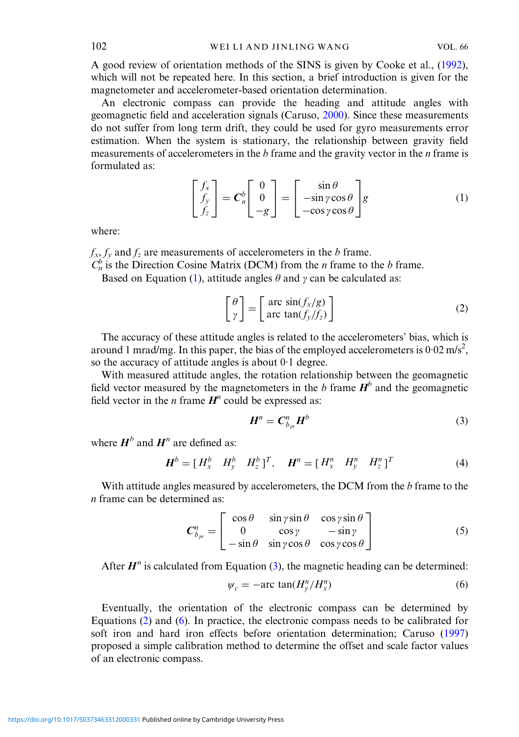A good review of orientation methods of the SINS is given by Cooke et al., (1992), which will not be repeated here. In this section, a brief introduction is given for the magnetometer and accelerometer-based orientation determination.

An electronic compass can provide the heading and attitude angles with geomagnetic field and acceleration signals (Caruso, 2000). Since these measurements do not suffer from long term drift, they could be used for gyro measurements error estimation. When the system is stationary, the relationship between gravity field measurements of accelerometers in the $b$ frame and the gravity vector in the $n$ frame is formulated as:

$$\begin{bmatrix} f_x \\ f_y \\ f_z \end{bmatrix} = \boldsymbol{C}_n^b \begin{bmatrix} 0 \\ 0 \\ -g \end{bmatrix} = \begin{bmatrix} \sin\theta \\ -\sin\gamma\cos\theta \\ -\cos\gamma\cos\theta \end{bmatrix} g \tag{1}$$

where:

$f_x$, $f_y$ and $f_z$ are measurements of accelerometers in the $b$ frame.
$C_n^b$ is the Direction Cosine Matrix (DCM) from the $n$ frame to the $b$ frame.

Based on Equation (1), attitude angles $\theta$ and $\gamma$ can be calculated as:

$$\begin{bmatrix} \theta \\ \gamma \end{bmatrix} = \begin{bmatrix} \text{arc } \sin(f_x/g) \\ \text{arc } \tan(f_y/f_z) \end{bmatrix} \tag{2}$$

The accuracy of these attitude angles is related to the accelerometers' bias, which is around 1 mrad/mg. In this paper, the bias of the employed accelerometers is 0·02 m/s$^2$, so the accuracy of attitude angles is about 0·1 degree.

With measured attitude angles, the rotation relationship between the geomagnetic field vector measured by the magnetometers in the $b$ frame $\boldsymbol{H}^b$ and the geomagnetic field vector in the $n$ frame $\boldsymbol{H}^n$ could be expressed as:

$$\boldsymbol{H}^n = \boldsymbol{C}_{b_{pr}}^n \boldsymbol{H}^b \tag{3}$$

where $\boldsymbol{H}^b$ and $\boldsymbol{H}^n$ are defined as:

$$\boldsymbol{H}^b = [\,H_x^b \quad H_y^b \quad H_z^b\,]^T, \quad \boldsymbol{H}^n = [\,H_x^n \quad H_y^n \quad H_z^n\,]^T \tag{4}$$

With attitude angles measured by accelerometers, the DCM from the $b$ frame to the $n$ frame can be determined as:

$$\boldsymbol{C}_{b_{pr}}^n = \begin{bmatrix} \cos\theta & \sin\gamma\sin\theta & \cos\gamma\sin\theta \\ 0 & \cos\gamma & -\sin\gamma \\ -\sin\theta & \sin\gamma\cos\theta & \cos\gamma\cos\theta \end{bmatrix} \tag{5}$$

After $\boldsymbol{H}^n$ is calculated from Equation (3), the magnetic heading can be determined:

$$\psi_c = -\text{arc } \tan(H_y^n / H_x^n) \tag{6}$$

Eventually, the orientation of the electronic compass can be determined by Equations (2) and (6). In practice, the electronic compass needs to be calibrated for soft iron and hard iron effects before orientation determination; Caruso (1997) proposed a simple calibration method to determine the offset and scale factor values of an electronic compass.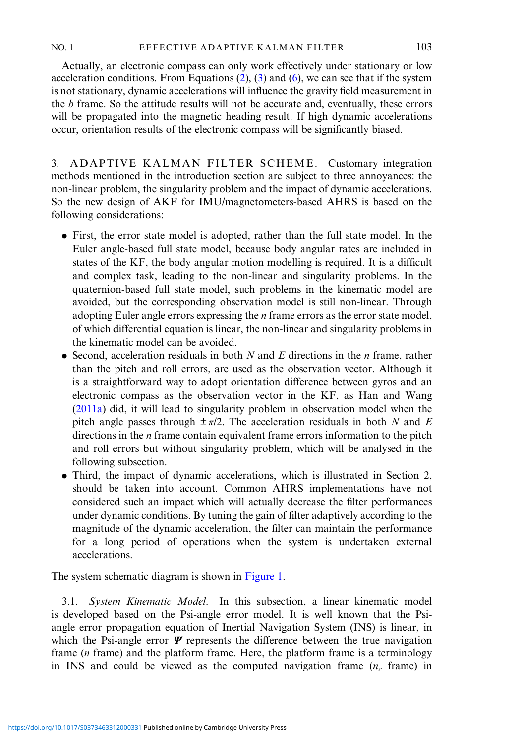Actually, an electronic compass can only work effectively under stationary or low acceleration conditions. From Equations (2), (3) and (6), we can see that if the system is not stationary, dynamic accelerations will influence the gravity field measurement in the $b$ frame. So the attitude results will not be accurate and, eventually, these errors will be propagated into the magnetic heading result. If high dynamic accelerations occur, orientation results of the electronic compass will be significantly biased.

## 3. ADAPTIVE KALMAN FILTER SCHEME.

Customary integration methods mentioned in the introduction section are subject to three annoyances: the non-linear problem, the singularity problem and the impact of dynamic accelerations. So the new design of AKF for IMU/magnetometers-based AHRS is based on the following considerations:

- First, the error state model is adopted, rather than the full state model. In the Euler angle-based full state model, because body angular rates are included in states of the KF, the body angular motion modelling is required. It is a difficult and complex task, leading to the non-linear and singularity problems. In the quaternion-based full state model, such problems in the kinematic model are avoided, but the corresponding observation model is still non-linear. Through adopting Euler angle errors expressing the $n$ frame errors as the error state model, of which differential equation is linear, the non-linear and singularity problems in the kinematic model can be avoided.
- Second, acceleration residuals in both $N$ and $E$ directions in the $n$ frame, rather than the pitch and roll errors, are used as the observation vector. Although it is a straightforward way to adopt orientation difference between gyros and an electronic compass as the observation vector in the KF, as Han and Wang (2011a) did, it will lead to singularity problem in observation model when the pitch angle passes through $\pm\pi/2$. The acceleration residuals in both $N$ and $E$ directions in the $n$ frame contain equivalent frame errors information to the pitch and roll errors but without singularity problem, which will be analysed in the following subsection.
- Third, the impact of dynamic accelerations, which is illustrated in Section 2, should be taken into account. Common AHRS implementations have not considered such an impact which will actually decrease the filter performances under dynamic conditions. By tuning the gain of filter adaptively according to the magnitude of the dynamic acceleration, the filter can maintain the performance for a long period of operations when the system is undertaken external accelerations.

The system schematic diagram is shown in Figure 1.

### 3.1. *System Kinematic Model.*

In this subsection, a linear kinematic model is developed based on the Psi-angle error model. It is well known that the Psi-angle error propagation equation of Inertial Navigation System (INS) is linear, in which the Psi-angle error $\boldsymbol{\Psi}$ represents the difference between the true navigation frame ($n$ frame) and the platform frame. Here, the platform frame is a terminology in INS and could be viewed as the computed navigation frame ($n_c$ frame) in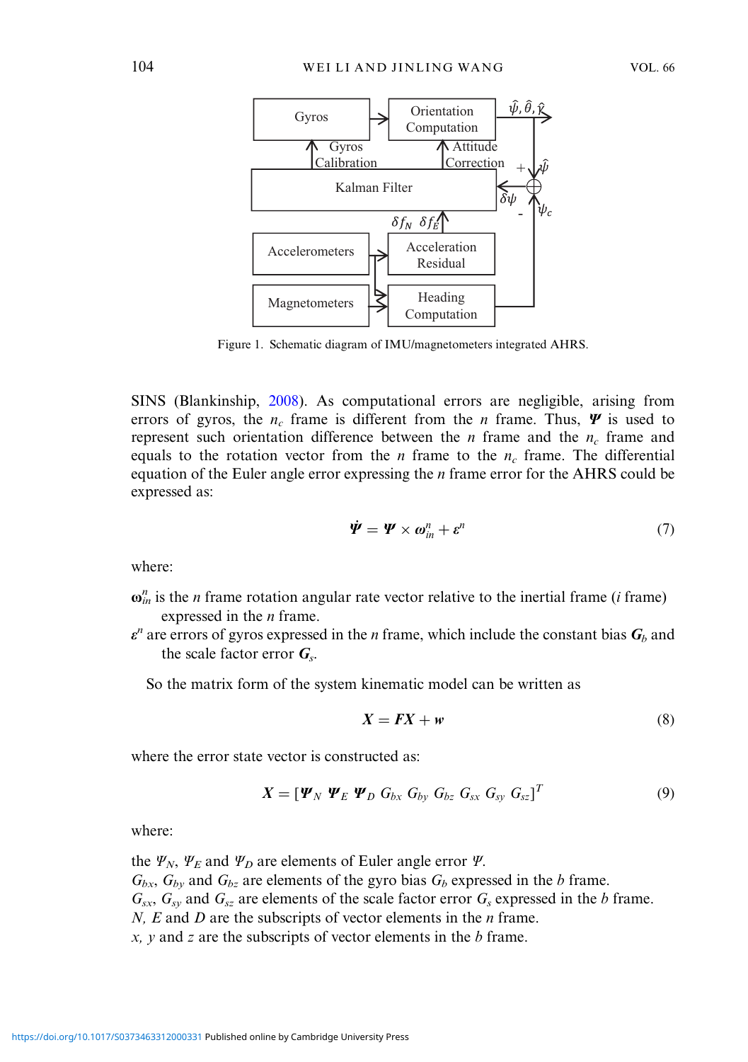Figure 1. Schematic diagram of IMU/magnetometers integrated AHRS.

SINS (Blankinship, 2008). As computational errors are negligible, arising from errors of gyros, the $n_c$ frame is different from the $n$ frame. Thus, $\boldsymbol{\Psi}$ is used to represent such orientation difference between the $n$ frame and the $n_c$ frame and equals to the rotation vector from the $n$ frame to the $n_c$ frame. The differential equation of the Euler angle error expressing the $n$ frame error for the AHRS could be expressed as:

$$\dot{\boldsymbol{\Psi}} = \boldsymbol{\Psi} \times \boldsymbol{\omega}_{in}^{n} + \boldsymbol{\varepsilon}^{n} \tag{7}$$

where:

$\boldsymbol{\omega}_{in}^{n}$ is the $n$ frame rotation angular rate vector relative to the inertial frame ($i$ frame) expressed in the $n$ frame.

$\boldsymbol{\varepsilon}^{n}$ are errors of gyros expressed in the $n$ frame, which include the constant bias $\boldsymbol{G}_b$ and the scale factor error $\boldsymbol{G}_s$.

So the matrix form of the system kinematic model can be written as

$$\boldsymbol{X} = \boldsymbol{FX} + \boldsymbol{w} \tag{8}$$

where the error state vector is constructed as:

$$\boldsymbol{X} = [\boldsymbol{\Psi}_N \ \boldsymbol{\Psi}_E \ \boldsymbol{\Psi}_D \ G_{bx} \ G_{by} \ G_{bz} \ G_{sx} \ G_{sy} \ G_{sz}]^T \tag{9}$$

where:

the $\Psi_N$, $\Psi_E$ and $\Psi_D$ are elements of Euler angle error $\Psi$.
$G_{bx}$, $G_{by}$ and $G_{bz}$ are elements of the gyro bias $G_b$ expressed in the $b$ frame.
$G_{sx}$, $G_{sy}$ and $G_{sz}$ are elements of the scale factor error $G_s$ expressed in the $b$ frame.
$N$, $E$ and $D$ are the subscripts of vector elements in the $n$ frame.
$x$, $y$ and $z$ are the subscripts of vector elements in the $b$ frame.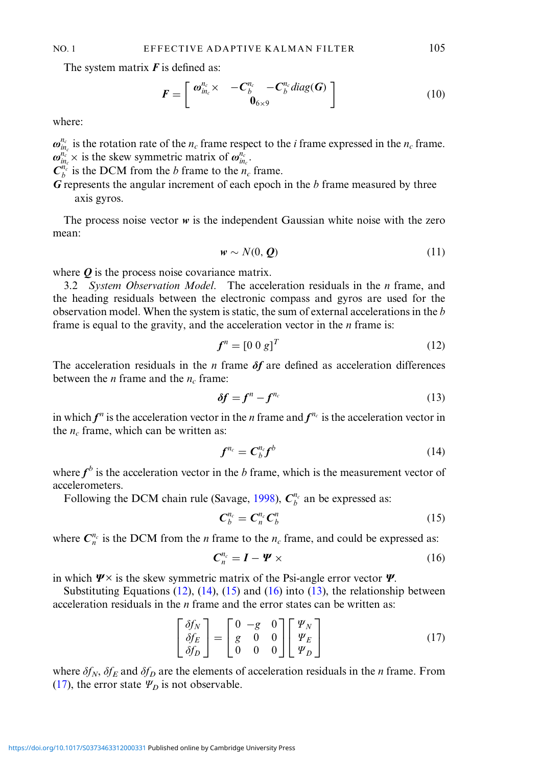The system matrix $\boldsymbol{F}$ is defined as:

$$\boldsymbol{F} = \begin{bmatrix} \boldsymbol{\omega}_{in_c}^{n_c}\times & -\boldsymbol{C}_b^{n_c} & -\boldsymbol{C}_b^{n_c}diag(\boldsymbol{G}) \\ & \mathbf{0}_{6\times 9} & \end{bmatrix} \tag{10}$$

where:

$\boldsymbol{\omega}_{in_c}^{n_c}$ is the rotation rate of the $n_c$ frame respect to the $i$ frame expressed in the $n_c$ frame.
$\boldsymbol{\omega}_{in_c}^{n_c}\times$ is the skew symmetric matrix of $\boldsymbol{\omega}_{in_c}^{n_c}$.
$\boldsymbol{C}_b^{n_c}$ is the DCM from the $b$ frame to the $n_c$ frame.
$\boldsymbol{G}$ represents the angular increment of each epoch in the $b$ frame measured by three axis gyros.

The process noise vector $\boldsymbol{w}$ is the independent Gaussian white noise with the zero mean:

$$\boldsymbol{w} \sim N(0, \boldsymbol{Q}) \tag{11}$$

where $\boldsymbol{Q}$ is the process noise covariance matrix.

3.2 *System Observation Model.* The acceleration residuals in the $n$ frame, and the heading residuals between the electronic compass and gyros are used for the observation model. When the system is static, the sum of external accelerations in the $b$ frame is equal to the gravity, and the acceleration vector in the $n$ frame is:

$$\boldsymbol{f}^n = [0\ 0\ g]^T \tag{12}$$

The acceleration residuals in the $n$ frame $\boldsymbol{\delta f}$ are defined as acceleration differences between the $n$ frame and the $n_c$ frame:

$$\boldsymbol{\delta f} = \boldsymbol{f}^n - \boldsymbol{f}^{n_c} \tag{13}$$

in which $\boldsymbol{f}^n$ is the acceleration vector in the $n$ frame and $\boldsymbol{f}^{n_c}$ is the acceleration vector in the $n_c$ frame, which can be written as:

$$\boldsymbol{f}^{n_c} = \boldsymbol{C}_b^{n_c}\boldsymbol{f}^b \tag{14}$$

where $\boldsymbol{f}^b$ is the acceleration vector in the $b$ frame, which is the measurement vector of accelerometers.

Following the DCM chain rule (Savage, 1998), $\boldsymbol{C}_b^{n_c}$ an be expressed as:

$$\boldsymbol{C}_b^{n_c} = \boldsymbol{C}_n^{n_c}\boldsymbol{C}_b^n \tag{15}$$

where $\boldsymbol{C}_n^{n_c}$ is the DCM from the $n$ frame to the $n_c$ frame, and could be expressed as:

$$\boldsymbol{C}_n^{n_c} = \boldsymbol{I} - \boldsymbol{\Psi}\times \tag{16}$$

in which $\boldsymbol{\Psi}\times$ is the skew symmetric matrix of the Psi-angle error vector $\boldsymbol{\Psi}$.

Substituting Equations (12), (14), (15) and (16) into (13), the relationship between acceleration residuals in the $n$ frame and the error states can be written as:

$$\begin{bmatrix} \delta f_N \\ \delta f_E \\ \delta f_D \end{bmatrix} = \begin{bmatrix} 0 & -g & 0 \\ g & 0 & 0 \\ 0 & 0 & 0 \end{bmatrix} \begin{bmatrix} \Psi_N \\ \Psi_E \\ \Psi_D \end{bmatrix} \tag{17}$$

where $\delta f_N$, $\delta f_E$ and $\delta f_D$ are the elements of acceleration residuals in the $n$ frame. From (17), the error state $\Psi_D$ is not observable.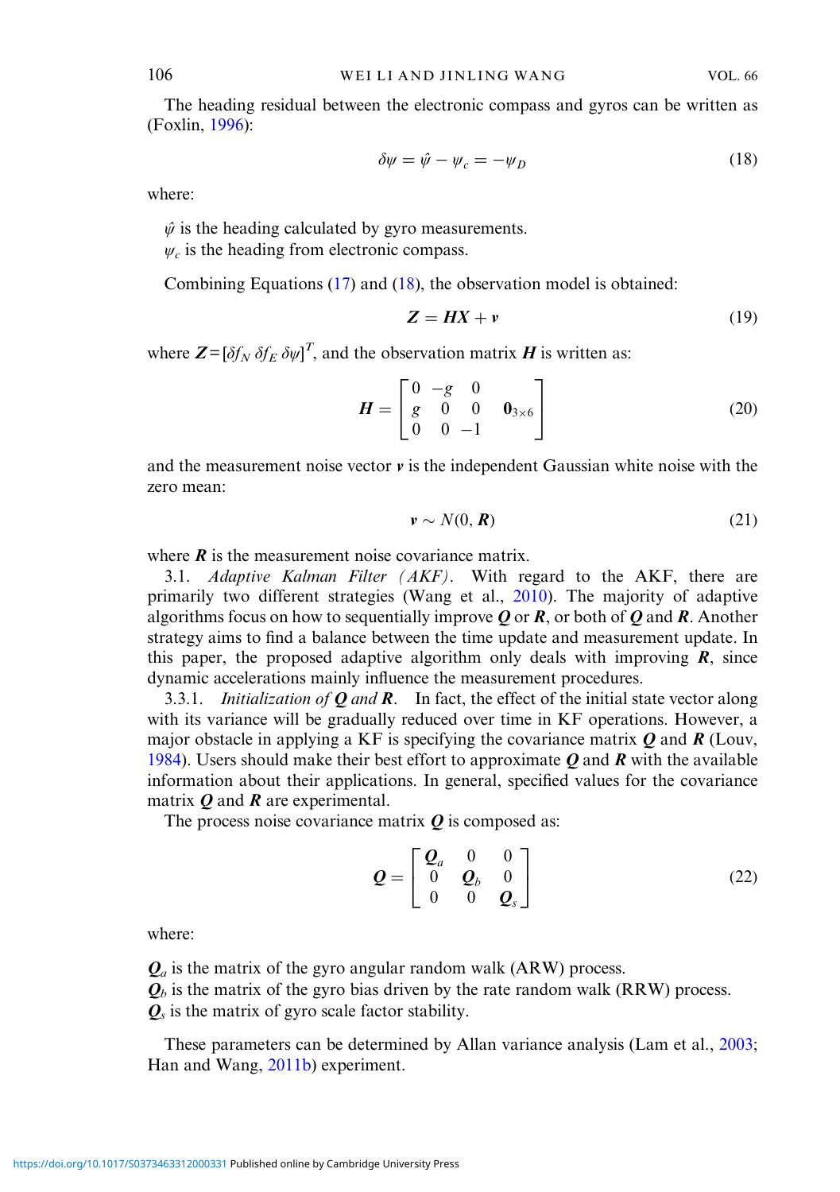The heading residual between the electronic compass and gyros can be written as (Foxlin, 1996):

$$\delta\psi = \hat{\psi} - \psi_c = -\psi_D \tag{18}$$

where:

$\hat{\psi}$ is the heading calculated by gyro measurements.
$\psi_c$ is the heading from electronic compass.

Combining Equations (17) and (18), the observation model is obtained:

$$\boldsymbol{Z} = \boldsymbol{H}\boldsymbol{X} + \boldsymbol{v} \tag{19}$$

where $\boldsymbol{Z} = [\delta f_N \ \delta f_E \ \delta\psi]^T$, and the observation matrix $\boldsymbol{H}$ is written as:

$$\boldsymbol{H} = \begin{bmatrix} 0 & -g & 0 & \\ g & 0 & 0 & \boldsymbol{0}_{3\times6} \\ 0 & 0 & -1 & \end{bmatrix} \tag{20}$$

and the measurement noise vector $\boldsymbol{v}$ is the independent Gaussian white noise with the zero mean:

$$\boldsymbol{v} \sim N(0, \boldsymbol{R}) \tag{21}$$

where $\boldsymbol{R}$ is the measurement noise covariance matrix.

3.1. *Adaptive Kalman Filter (AKF).* With regard to the AKF, there are primarily two different strategies (Wang et al., 2010). The majority of adaptive algorithms focus on how to sequentially improve $\boldsymbol{Q}$ or $\boldsymbol{R}$, or both of $\boldsymbol{Q}$ and $\boldsymbol{R}$. Another strategy aims to find a balance between the time update and measurement update. In this paper, the proposed adaptive algorithm only deals with improving $\boldsymbol{R}$, since dynamic accelerations mainly influence the measurement procedures.

3.3.1. *Initialization of $\boldsymbol{Q}$ and $\boldsymbol{R}$.* In fact, the effect of the initial state vector along with its variance will be gradually reduced over time in KF operations. However, a major obstacle in applying a KF is specifying the covariance matrix $\boldsymbol{Q}$ and $\boldsymbol{R}$ (Louv, 1984). Users should make their best effort to approximate $\boldsymbol{Q}$ and $\boldsymbol{R}$ with the available information about their applications. In general, specified values for the covariance matrix $\boldsymbol{Q}$ and $\boldsymbol{R}$ are experimental.

The process noise covariance matrix $\boldsymbol{Q}$ is composed as:

$$\boldsymbol{Q} = \begin{bmatrix} \boldsymbol{Q}_a & 0 & 0 \\ 0 & \boldsymbol{Q}_b & 0 \\ 0 & 0 & \boldsymbol{Q}_s \end{bmatrix} \tag{22}$$

where:

$\boldsymbol{Q}_a$ is the matrix of the gyro angular random walk (ARW) process.
$\boldsymbol{Q}_b$ is the matrix of the gyro bias driven by the rate random walk (RRW) process.
$\boldsymbol{Q}_s$ is the matrix of gyro scale factor stability.

These parameters can be determined by Allan variance analysis (Lam et al., 2003; Han and Wang, 2011b) experiment.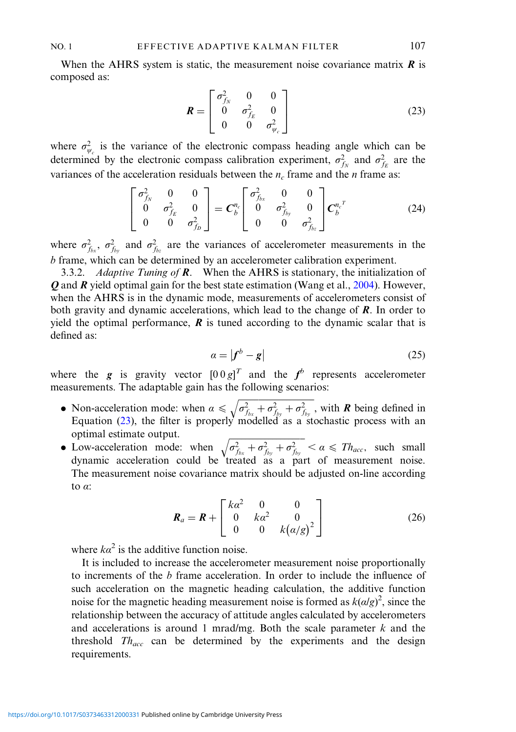When the AHRS system is static, the measurement noise covariance matrix $\boldsymbol{R}$ is composed as:

$$
\boldsymbol{R} = \begin{bmatrix} \sigma_{f_N}^2 & 0 & 0 \\ 0 & \sigma_{f_E}^2 & 0 \\ 0 & 0 & \sigma_{\psi_c}^2 \end{bmatrix} \tag{23}
$$

where $\sigma_{\psi_c}^2$ is the variance of the electronic compass heading angle which can be determined by the electronic compass calibration experiment, $\sigma_{f_N}^2$ and $\sigma_{f_E}^2$ are the variances of the acceleration residuals between the $n_c$ frame and the $n$ frame as:

$$
\begin{bmatrix} \sigma_{f_N}^2 & 0 & 0 \\ 0 & \sigma_{f_E}^2 & 0 \\ 0 & 0 & \sigma_{f_D}^2 \end{bmatrix} = \boldsymbol{C}_b^{n_c} \begin{bmatrix} \sigma_{f_{bx}}^2 & 0 & 0 \\ 0 & \sigma_{f_{by}}^2 & 0 \\ 0 & 0 & \sigma_{f_{bz}}^2 \end{bmatrix} {\boldsymbol{C}_b^{n_c}}^T \tag{24}
$$

where $\sigma_{f_{bx}}^2$, $\sigma_{f_{by}}^2$ and $\sigma_{f_{bz}}^2$ are the variances of accelerometer measurements in the $b$ frame, which can be determined by an accelerometer calibration experiment.

3.3.2. *Adaptive Tuning of $\boldsymbol{R}$.* When the AHRS is stationary, the initialization of $\boldsymbol{Q}$ and $\boldsymbol{R}$ yield optimal gain for the best state estimation (Wang et al., 2004). However, when the AHRS is in the dynamic mode, measurements of accelerometers consist of both gravity and dynamic accelerations, which lead to the change of $\boldsymbol{R}$. In order to yield the optimal performance, $\boldsymbol{R}$ is tuned according to the dynamic scalar that is defined as:

$$
\alpha = \left| \boldsymbol{f}^b - \boldsymbol{g} \right| \tag{25}
$$

where the $\boldsymbol{g}$ is gravity vector $[0\,0\,g]^T$ and the $\boldsymbol{f}^b$ represents accelerometer measurements. The adaptable gain has the following scenarios:

- Non-acceleration mode: when $\alpha \leqslant \sqrt{\sigma_{f_{bx}}^2 + \sigma_{f_{by}}^2 + \sigma_{f_{by}}^2}$, with $\boldsymbol{R}$ being defined in Equation (23), the filter is properly modelled as a stochastic process with an optimal estimate output.
- Low-acceleration mode: when $\sqrt{\sigma_{f_{bx}}^2 + \sigma_{f_{by}}^2 + \sigma_{f_{by}}^2} < \alpha \leqslant Th_{acc}$, such small dynamic acceleration could be treated as a part of measurement noise. The measurement noise covariance matrix should be adjusted on-line according to $\alpha$:

$$
\boldsymbol{R}_a = \boldsymbol{R} + \begin{bmatrix} k\alpha^2 & 0 & 0 \\ 0 & k\alpha^2 & 0 \\ 0 & 0 & k(\alpha/g)^2 \end{bmatrix} \tag{26}
$$

where $k\alpha^2$ is the additive function noise.

It is included to increase the accelerometer measurement noise proportionally to increments of the $b$ frame acceleration. In order to include the influence of such acceleration on the magnetic heading calculation, the additive function noise for the magnetic heading measurement noise is formed as $k(\alpha/g)^2$, since the relationship between the accuracy of attitude angles calculated by accelerometers and accelerations is around 1 mrad/mg. Both the scale parameter $k$ and the threshold $Th_{acc}$ can be determined by the experiments and the design requirements.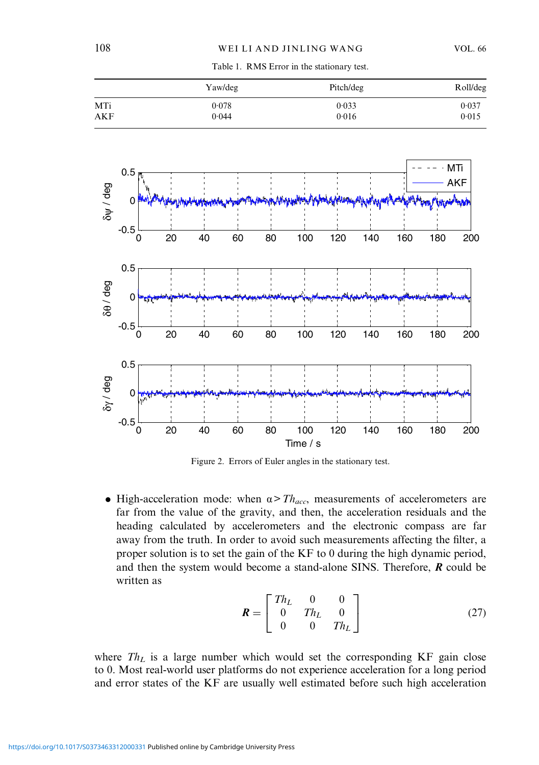Table 1. RMS Error in the stationary test.

| | Yaw/deg | Pitch/deg | Roll/deg |
|---|---|---|---|
| MTi | 0·078 | 0·033 | 0·037 |
| AKF | 0·044 | 0·016 | 0·015 |

Figure 2. Errors of Euler angles in the stationary test.

- High-acceleration mode: when $\alpha > Th_{acc}$, measurements of accelerometers are far from the value of the gravity, and then, the acceleration residuals and the heading calculated by accelerometers and the electronic compass are far away from the truth. In order to avoid such measurements affecting the filter, a proper solution is to set the gain of the KF to 0 during the high dynamic period, and then the system would become a stand-alone SINS. Therefore, $\boldsymbol{R}$ could be written as

$$\boldsymbol{R} = \begin{bmatrix} Th_L & 0 & 0 \\ 0 & Th_L & 0 \\ 0 & 0 & Th_L \end{bmatrix} \tag{27}$$

where $Th_L$ is a large number which would set the corresponding KF gain close to 0. Most real-world user platforms do not experience acceleration for a long period and error states of the KF are usually well estimated before such high acceleration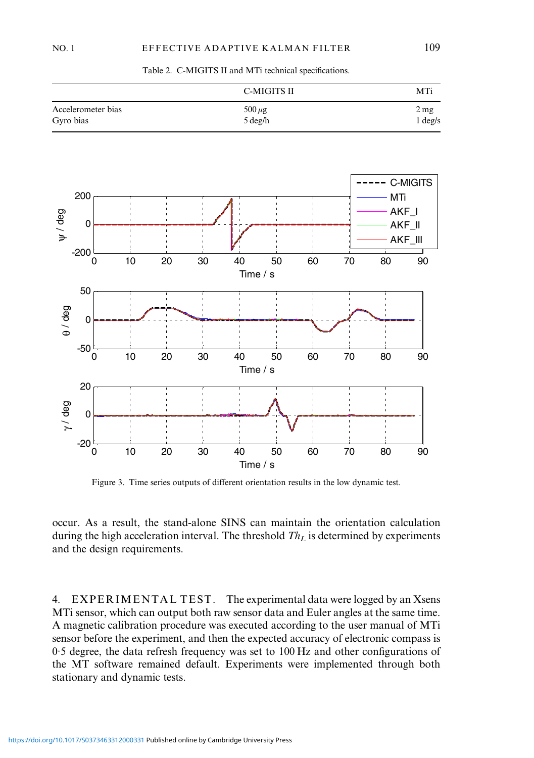Table 2. C-MIGITS II and MTi technical specifications.

| | C-MIGITS II | MTi |
|---|---|---|
| Accelerometer bias | 500 $\mu g$ | 2 mg |
| Gyro bias | 5 deg/h | 1 deg/s |

Figure 3. Time series outputs of different orientation results in the low dynamic test.

occur. As a result, the stand-alone SINS can maintain the orientation calculation during the high acceleration interval. The threshold $Th_L$ is determined by experiments and the design requirements.

## 4. EXPERIMENTAL TEST.

The experimental data were logged by an Xsens MTi sensor, which can output both raw sensor data and Euler angles at the same time. A magnetic calibration procedure was executed according to the user manual of MTi sensor before the experiment, and then the expected accuracy of electronic compass is 0·5 degree, the data refresh frequency was set to 100 Hz and other configurations of the MT software remained default. Experiments were implemented through both stationary and dynamic tests.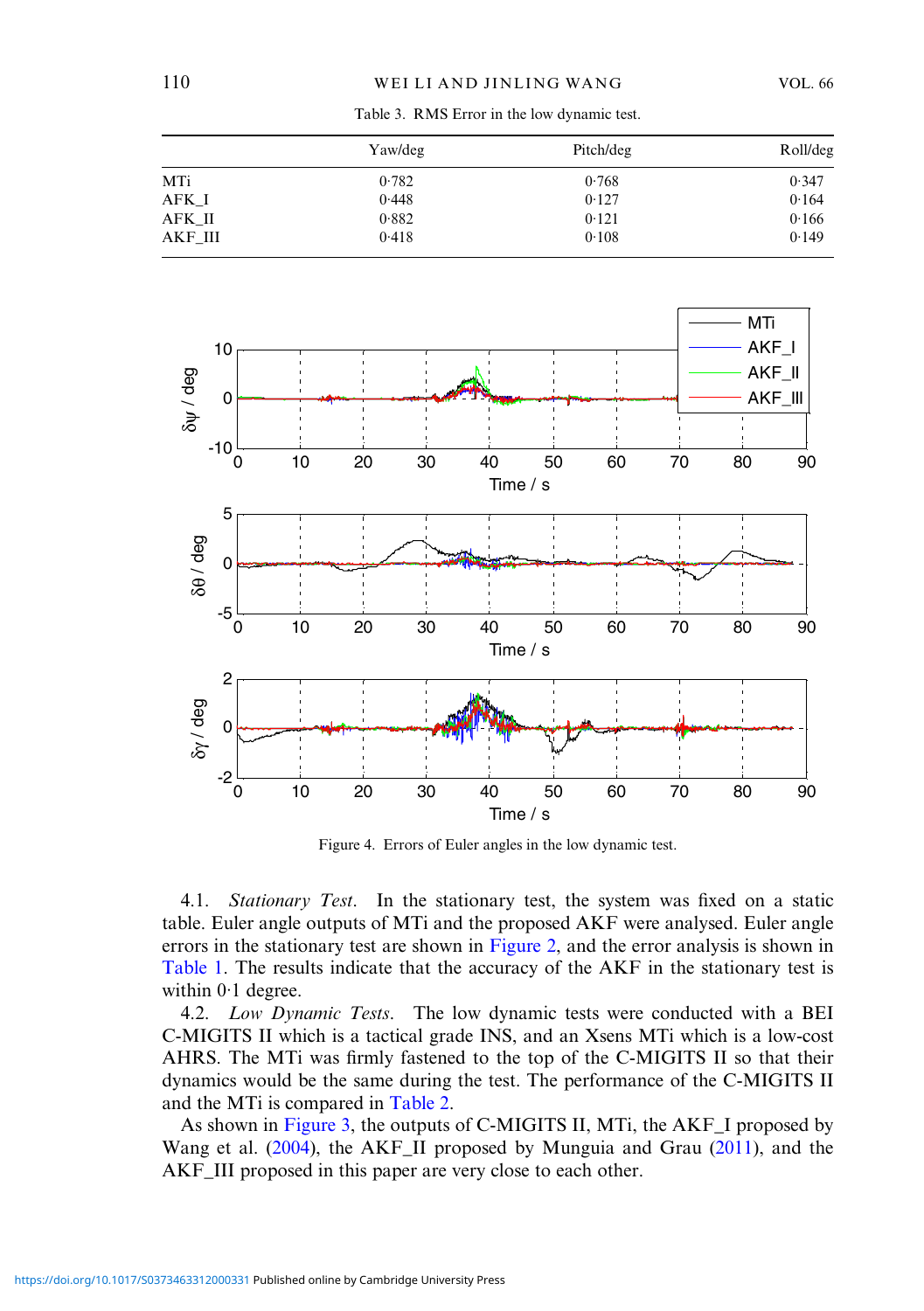Table 3. RMS Error in the low dynamic test.

| | Yaw/deg | Pitch/deg | Roll/deg |
|---|---|---|---|
| MTi | 0·782 | 0·768 | 0·347 |
| AFK_I | 0·448 | 0·127 | 0·164 |
| AFK_II | 0·882 | 0·121 | 0·166 |
| AKF_III | 0·418 | 0·108 | 0·149 |

Figure 4. Errors of Euler angles in the low dynamic test.

4.1. *Stationary Test*. In the stationary test, the system was fixed on a static table. Euler angle outputs of MTi and the proposed AKF were analysed. Euler angle errors in the stationary test are shown in Figure 2, and the error analysis is shown in Table 1. The results indicate that the accuracy of the AKF in the stationary test is within 0·1 degree.

4.2. *Low Dynamic Tests*. The low dynamic tests were conducted with a BEI C-MIGITS II which is a tactical grade INS, and an Xsens MTi which is a low-cost AHRS. The MTi was firmly fastened to the top of the C-MIGITS II so that their dynamics would be the same during the test. The performance of the C-MIGITS II and the MTi is compared in Table 2.

As shown in Figure 3, the outputs of C-MIGITS II, MTi, the AKF_I proposed by Wang et al. (2004), the AKF_II proposed by Munguia and Grau (2011), and the AKF_III proposed in this paper are very close to each other.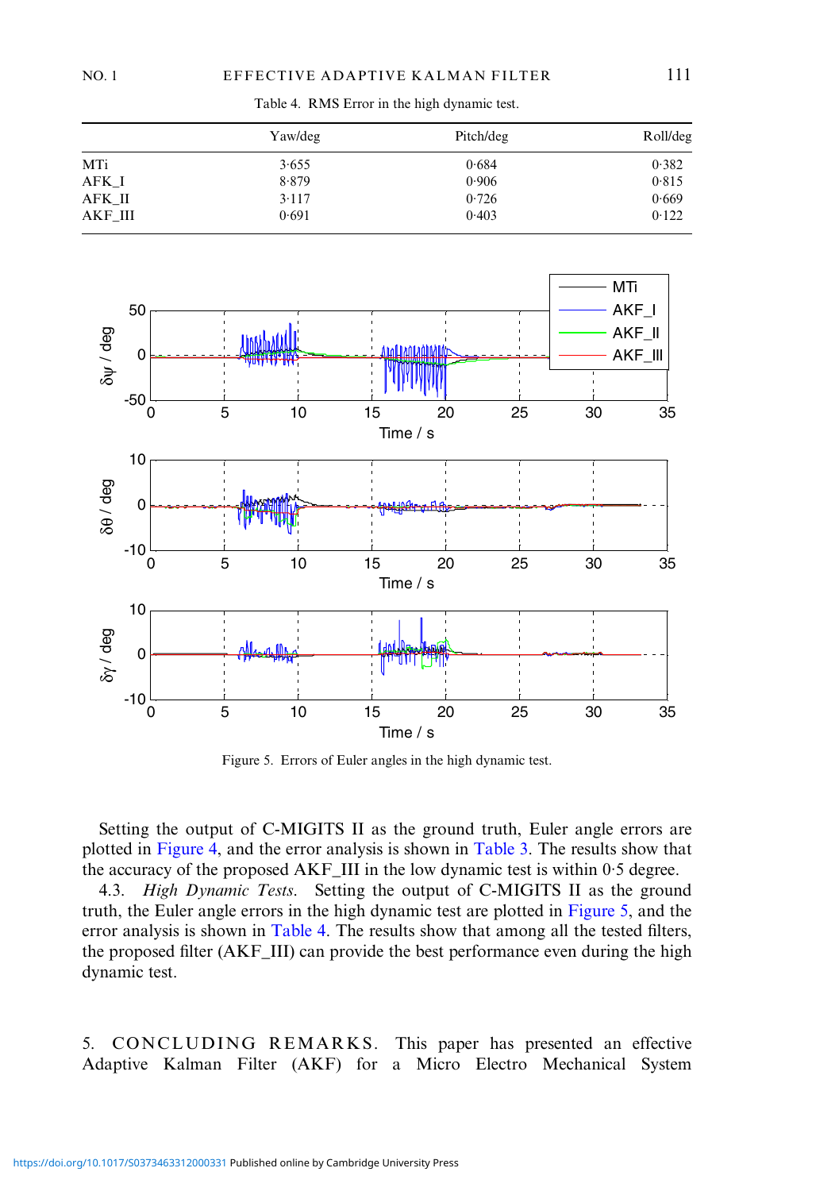Table 4. RMS Error in the high dynamic test.

| | Yaw/deg | Pitch/deg | Roll/deg |
|---|---|---|---|
| MTi | 3·655 | 0·684 | 0·382 |
| AFK_I | 8·879 | 0·906 | 0·815 |
| AFK_II | 3·117 | 0·726 | 0·669 |
| AKF_III | 0·691 | 0·403 | 0·122 |

Figure 5. Errors of Euler angles in the high dynamic test.

Setting the output of C-MIGITS II as the ground truth, Euler angle errors are plotted in Figure 4, and the error analysis is shown in Table 3. The results show that the accuracy of the proposed AKF_III in the low dynamic test is within 0·5 degree.

4.3. *High Dynamic Tests.* Setting the output of C-MIGITS II as the ground truth, the Euler angle errors in the high dynamic test are plotted in Figure 5, and the error analysis is shown in Table 4. The results show that among all the tested filters, the proposed filter (AKF_III) can provide the best performance even during the high dynamic test.

## 5. CONCLUDING REMARKS.

This paper has presented an effective Adaptive Kalman Filter (AKF) for a Micro Electro Mechanical System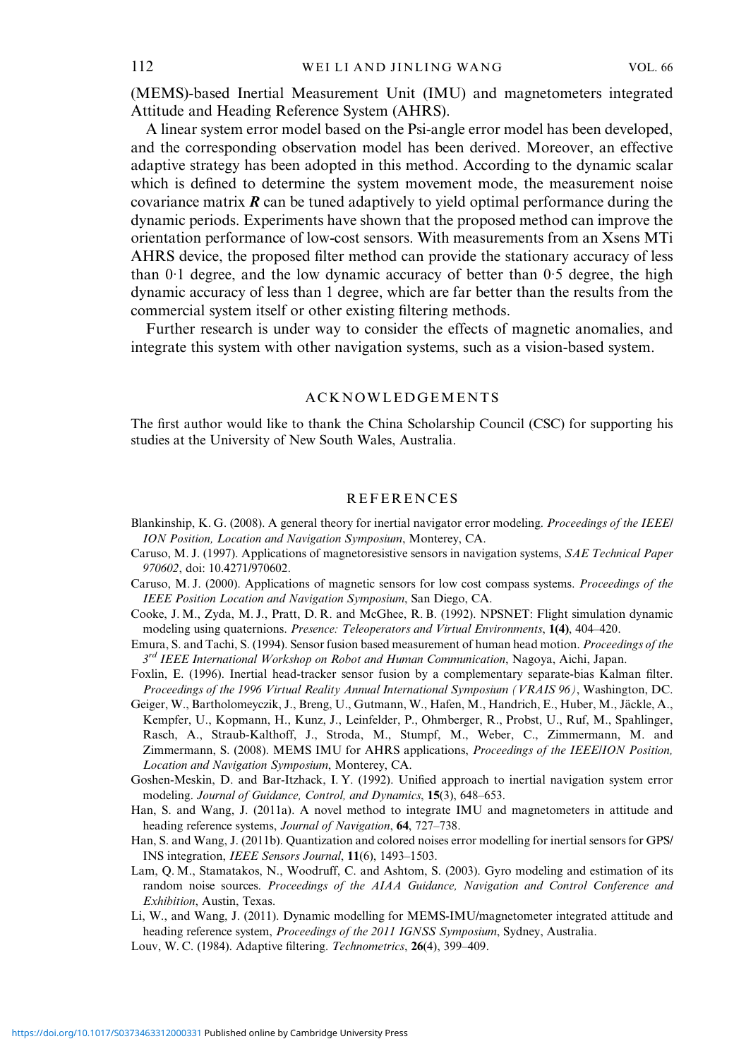(MEMS)-based Inertial Measurement Unit (IMU) and magnetometers integrated Attitude and Heading Reference System (AHRS).

A linear system error model based on the Psi-angle error model has been developed, and the corresponding observation model has been derived. Moreover, an effective adaptive strategy has been adopted in this method. According to the dynamic scalar which is defined to determine the system movement mode, the measurement noise covariance matrix $\boldsymbol{R}$ can be tuned adaptively to yield optimal performance during the dynamic periods. Experiments have shown that the proposed method can improve the orientation performance of low-cost sensors. With measurements from an Xsens MTi AHRS device, the proposed filter method can provide the stationary accuracy of less than 0·1 degree, and the low dynamic accuracy of better than 0·5 degree, the high dynamic accuracy of less than 1 degree, which are far better than the results from the commercial system itself or other existing filtering methods.

Further research is under way to consider the effects of magnetic anomalies, and integrate this system with other navigation systems, such as a vision-based system.

## ACKNOWLEDGEMENTS

The first author would like to thank the China Scholarship Council (CSC) for supporting his studies at the University of New South Wales, Australia.

## REFERENCES

Blankinship, K. G. (2008). A general theory for inertial navigator error modeling. *Proceedings of the IEEE/ION Position, Location and Navigation Symposium*, Monterey, CA.

Caruso, M. J. (1997). Applications of magnetoresistive sensors in navigation systems, *SAE Technical Paper 970602*, doi: 10.4271/970602.

Caruso, M. J. (2000). Applications of magnetic sensors for low cost compass systems. *Proceedings of the IEEE Position Location and Navigation Symposium*, San Diego, CA.

Cooke, J. M., Zyda, M. J., Pratt, D. R. and McGhee, R. B. (1992). NPSNET: Flight simulation dynamic modeling using quaternions. *Presence: Teleoperators and Virtual Environments*, **1(4)**, 404–420.

Emura, S. and Tachi, S. (1994). Sensor fusion based measurement of human head motion. *Proceedings of the 3rd IEEE International Workshop on Robot and Human Communication*, Nagoya, Aichi, Japan.

Foxlin, E. (1996). Inertial head-tracker sensor fusion by a complementary separate-bias Kalman filter. *Proceedings of the 1996 Virtual Reality Annual International Symposium (VRAIS 96)*, Washington, DC.

Geiger, W., Bartholomeyczik, J., Breng, U., Gutmann, W., Hafen, M., Handrich, E., Huber, M., Jäckle, A., Kempfer, U., Kopmann, H., Kunz, J., Leinfelder, P., Ohmberger, R., Probst, U., Ruf, M., Spahlinger, Rasch, A., Straub-Kalthoff, J., Stroda, M., Stumpf, M., Weber, C., Zimmermann, M. and Zimmermann, S. (2008). MEMS IMU for AHRS applications, *Proceedings of the IEEE/ION Position, Location and Navigation Symposium*, Monterey, CA.

Goshen-Meskin, D. and Bar-Itzhack, I. Y. (1992). Unified approach to inertial navigation system error modeling. *Journal of Guidance, Control, and Dynamics*, **15**(3), 648–653.

Han, S. and Wang, J. (2011a). A novel method to integrate IMU and magnetometers in attitude and heading reference systems, *Journal of Navigation*, **64**, 727–738.

Han, S. and Wang, J. (2011b). Quantization and colored noises error modelling for inertial sensors for GPS/INS integration, *IEEE Sensors Journal*, **11**(6), 1493–1503.

Lam, Q. M., Stamatakos, N., Woodruff, C. and Ashtom, S. (2003). Gyro modeling and estimation of its random noise sources. *Proceedings of the AIAA Guidance, Navigation and Control Conference and Exhibition*, Austin, Texas.

Li, W., and Wang, J. (2011). Dynamic modelling for MEMS-IMU/magnetometer integrated attitude and heading reference system, *Proceedings of the 2011 IGNSS Symposium*, Sydney, Australia.

Louv, W. C. (1984). Adaptive filtering. *Technometrics*, **26**(4), 399–409.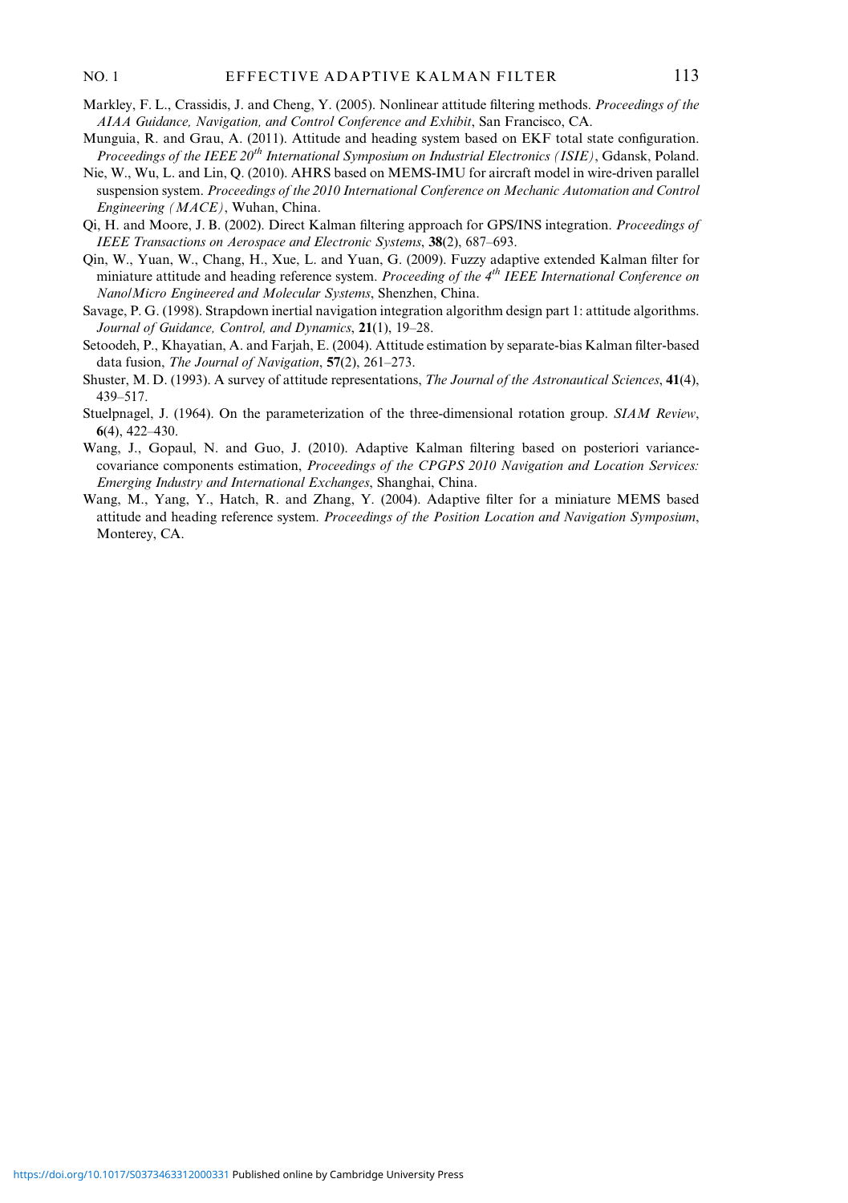Markley, F. L., Crassidis, J. and Cheng, Y. (2005). Nonlinear attitude filtering methods. *Proceedings of the AIAA Guidance, Navigation, and Control Conference and Exhibit*, San Francisco, CA.

Munguia, R. and Grau, A. (2011). Attitude and heading system based on EKF total state configuration. *Proceedings of the IEEE 20th International Symposium on Industrial Electronics (ISIE)*, Gdansk, Poland.

Nie, W., Wu, L. and Lin, Q. (2010). AHRS based on MEMS-IMU for aircraft model in wire-driven parallel suspension system. *Proceedings of the 2010 International Conference on Mechanic Automation and Control Engineering (MACE)*, Wuhan, China.

Qi, H. and Moore, J. B. (2002). Direct Kalman filtering approach for GPS/INS integration. *Proceedings of IEEE Transactions on Aerospace and Electronic Systems*, **38**(2), 687–693.

Qin, W., Yuan, W., Chang, H., Xue, L. and Yuan, G. (2009). Fuzzy adaptive extended Kalman filter for miniature attitude and heading reference system. *Proceeding of the 4th IEEE International Conference on Nano/Micro Engineered and Molecular Systems*, Shenzhen, China.

Savage, P. G. (1998). Strapdown inertial navigation integration algorithm design part 1: attitude algorithms. *Journal of Guidance, Control, and Dynamics*, **21**(1), 19–28.

Setoodeh, P., Khayatian, A. and Farjah, E. (2004). Attitude estimation by separate-bias Kalman filter-based data fusion, *The Journal of Navigation*, **57**(2), 261–273.

Shuster, M. D. (1993). A survey of attitude representations, *The Journal of the Astronautical Sciences*, **41**(4), 439–517.

Stuelpnagel, J. (1964). On the parameterization of the three-dimensional rotation group. *SIAM Review*, **6**(4), 422–430.

Wang, J., Gopaul, N. and Guo, J. (2010). Adaptive Kalman filtering based on posteriori variance-covariance components estimation, *Proceedings of the CPGPS 2010 Navigation and Location Services: Emerging Industry and International Exchanges*, Shanghai, China.

Wang, M., Yang, Y., Hatch, R. and Zhang, Y. (2004). Adaptive filter for a miniature MEMS based attitude and heading reference system. *Proceedings of the Position Location and Navigation Symposium*, Monterey, CA.